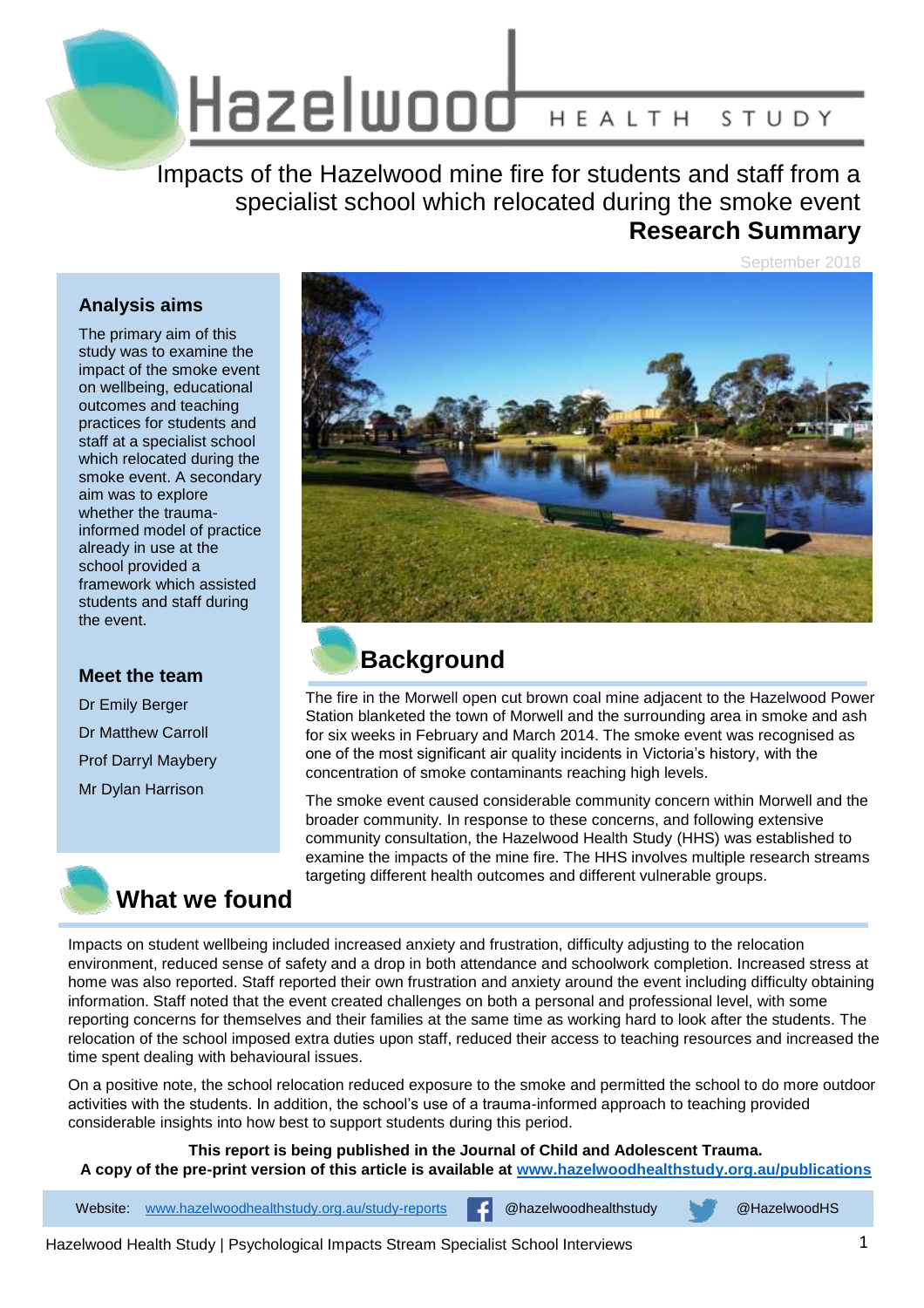# Hazelwood HEALTH STUDY

## Impacts of the Hazelwood mine fire for students and staff from a specialist school which relocated during the smoke event

**Research Summary**

September 2018

### Analysis aims

The primary aim of this study was to examine the impact of the smoke event on wellbeing, educational outcomes and teaching practices for students and staff at a specialist school which relocated during the smoke event. A secondary aim was to explore whether the trauma-informed model of practice already in use at the school provided a framework which assisted students and staff during the event.

### Meet the team

Dr Emily Berger

Dr Matthew Carroll

Prof Darryl Maybery

Mr Dylan Harrison

## Background

The fire in the Morwell open cut brown coal mine adjacent to the Hazelwood Power Station blanketed the town of Morwell and the surrounding area in smoke and ash for six weeks in February and March 2014. The smoke event was recognised as one of the most significant air quality incidents in Victoria's history, with the concentration of smoke contaminants reaching high levels.

The smoke event caused considerable community concern within Morwell and the broader community. In response to these concerns, and following extensive community consultation, the Hazelwood Health Study (HHS) was established to examine the impacts of the mine fire. The HHS involves multiple research streams targeting different health outcomes and different vulnerable groups.

## What we found

Impacts on student wellbeing included increased anxiety and frustration, difficulty adjusting to the relocation environment, reduced sense of safety and a drop in both attendance and schoolwork completion. Increased stress at home was also reported. Staff reported their own frustration and anxiety around the event including difficulty obtaining information. Staff noted that the event created challenges on both a personal and professional level, with some reporting concerns for themselves and their families at the same time as working hard to look after the students. The relocation of the school imposed extra duties upon staff, reduced their access to teaching resources and increased the time spent dealing with behavioural issues.

On a positive note, the school relocation reduced exposure to the smoke and permitted the school to do more outdoor activities with the students. In addition, the school's use of a trauma-informed approach to teaching provided considerable insights into how best to support students during this period.

**This report is being published in the Journal of Child and Adolescent Trauma.**
**A copy of the pre-print version of this article is available at [www.hazelwoodhealthstudy.org.au/publications](www.hazelwoodhealthstudy.org.au/publications)**

Website: [www.hazelwoodhealthstudy.org.au/study-reports](www.hazelwoodhealthstudy.org.au/study-reports) @hazelwoodhealthstudy @HazelwoodHS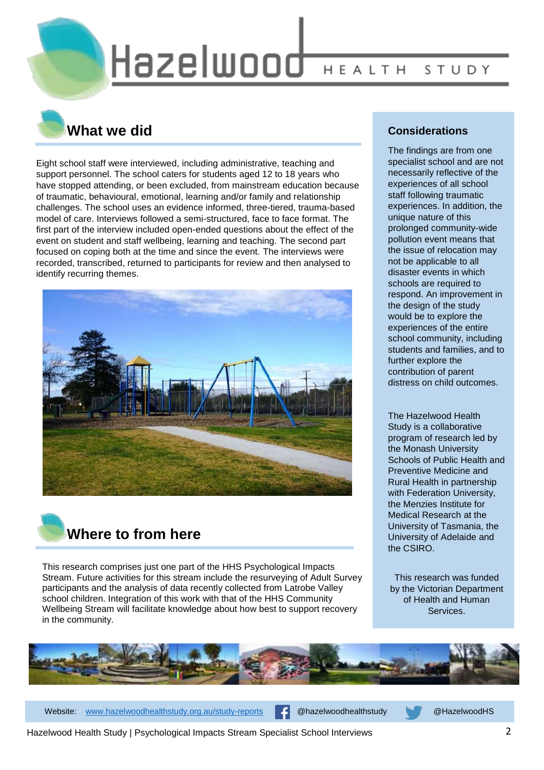## What we did

Eight school staff were interviewed, including administrative, teaching and support personnel. The school caters for students aged 12 to 18 years who have stopped attending, or been excluded, from mainstream education because of traumatic, behavioural, emotional, learning and/or family and relationship challenges. The school uses an evidence informed, three-tiered, trauma-based model of care. Interviews followed a semi-structured, face to face format. The first part of the interview included open-ended questions about the effect of the event on student and staff wellbeing, learning and teaching. The second part focused on coping both at the time and since the event. The interviews were recorded, transcribed, returned to participants for review and then analysed to identify recurring themes.

## Where to from here

This research comprises just one part of the HHS Psychological Impacts Stream. Future activities for this stream include the resurveying of Adult Survey participants and the analysis of data recently collected from Latrobe Valley school children. Integration of this work with that of the HHS Community Wellbeing Stream will facilitate knowledge about how best to support recovery in the community.

### Considerations

The findings are from one specialist school and are not necessarily reflective of the experiences of all school staff following traumatic experiences. In addition, the unique nature of this prolonged community-wide pollution event means that the issue of relocation may not be applicable to all disaster events in which schools are required to respond. An improvement in the design of the study would be to explore the experiences of the entire school community, including students and families, and to further explore the contribution of parent distress on child outcomes.

The Hazelwood Health Study is a collaborative program of research led by the Monash University Schools of Public Health and Preventive Medicine and Rural Health in partnership with Federation University, the Menzies Institute for Medical Research at the University of Tasmania, the University of Adelaide and the CSIRO.

This research was funded by the Victorian Department of Health and Human Services.

Website: www.hazelwoodhealthstudy.org.au/study-reports @hazelwoodhealthstudy @HazelwoodHS